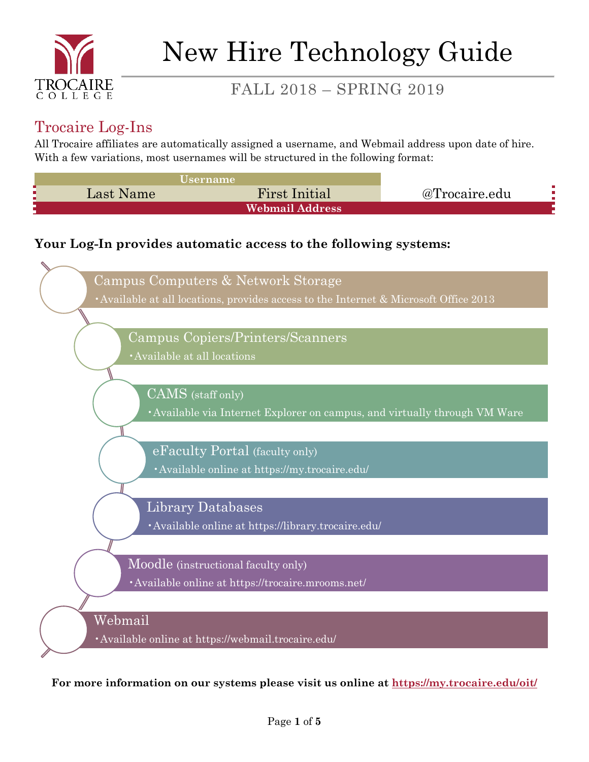# New Hire Technology Guide

## FALL 2018 – SPRING 2019

## Trocaire Log-Ins

All Trocaire affiliates are automatically assigned a username, and Webmail address upon date of hire. With a few variations, most usernames will be structured in the following format:

| Username | | |
|---|---|---|
| Last Name | First Initial | @Trocaire.edu |
| Webmail Address | | |

**Your Log-In provides automatic access to the following systems:**

- **Campus Computers & Network Storage**
  - Available at all locations, provides access to the Internet & Microsoft Office 2013
- **Campus Copiers/Printers/Scanners**
  - Available at all locations
- **CAMS** (staff only)
  - Available via Internet Explorer on campus, and virtually through VM Ware
- **eFaculty Portal** (faculty only)
  - Available online at https://my.trocaire.edu/
- **Library Databases**
  - Available online at https://library.trocaire.edu/
- **Moodle** (instructional faculty only)
  - Available online at https://trocaire.mrooms.net/
- **Webmail**
  - Available online at https://webmail.trocaire.edu/

**For more information on our systems please visit us online at https://my.trocaire.edu/oit/**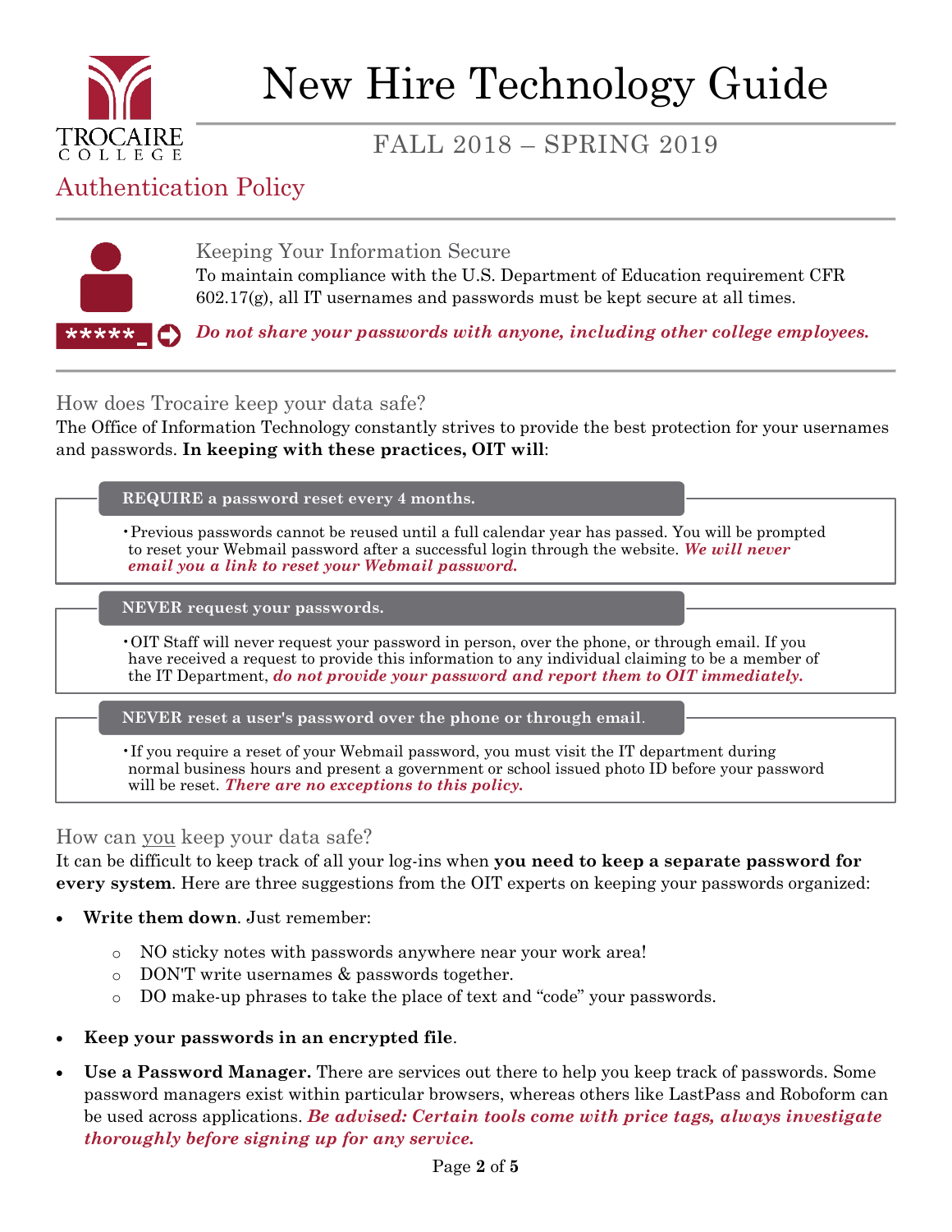# New Hire Technology Guide

## FALL 2018 – SPRING 2019

## Authentication Policy

### Keeping Your Information Secure

To maintain compliance with the U.S. Department of Education requirement CFR 602.17(g), all IT usernames and passwords must be kept secure at all times.

***Do not share your passwords with anyone, including other college employees.***

### How does Trocaire keep your data safe?

The Office of Information Technology constantly strives to provide the best protection for your usernames and passwords. **In keeping with these practices, OIT will**:

**REQUIRE a password reset every 4 months.**

- Previous passwords cannot be reused until a full calendar year has passed. You will be prompted to reset your Webmail password after a successful login through the website. ***We will never email you a link to reset your Webmail password.***

**NEVER request your passwords.**

- OIT Staff will never request your password in person, over the phone, or through email. If you have received a request to provide this information to any individual claiming to be a member of the IT Department, ***do not provide your password and report them to OIT immediately.***

**NEVER reset a user's password over the phone or through email.**

- If you require a reset of your Webmail password, you must visit the IT department during normal business hours and present a government or school issued photo ID before your password will be reset. ***There are no exceptions to this policy.***

### How can you keep your data safe?

It can be difficult to keep track of all your log-ins when **you need to keep a separate password for every system**. Here are three suggestions from the OIT experts on keeping your passwords organized:

- **Write them down**. Just remember:
  - NO sticky notes with passwords anywhere near your work area!
  - DON'T write usernames & passwords together.
  - DO make-up phrases to take the place of text and "code" your passwords.
- **Keep your passwords in an encrypted file**.
- **Use a Password Manager.** There are services out there to help you keep track of passwords. Some password managers exist within particular browsers, whereas others like LastPass and Roboform can be used across applications. ***Be advised: Certain tools come with price tags, always investigate thoroughly before signing up for any service.***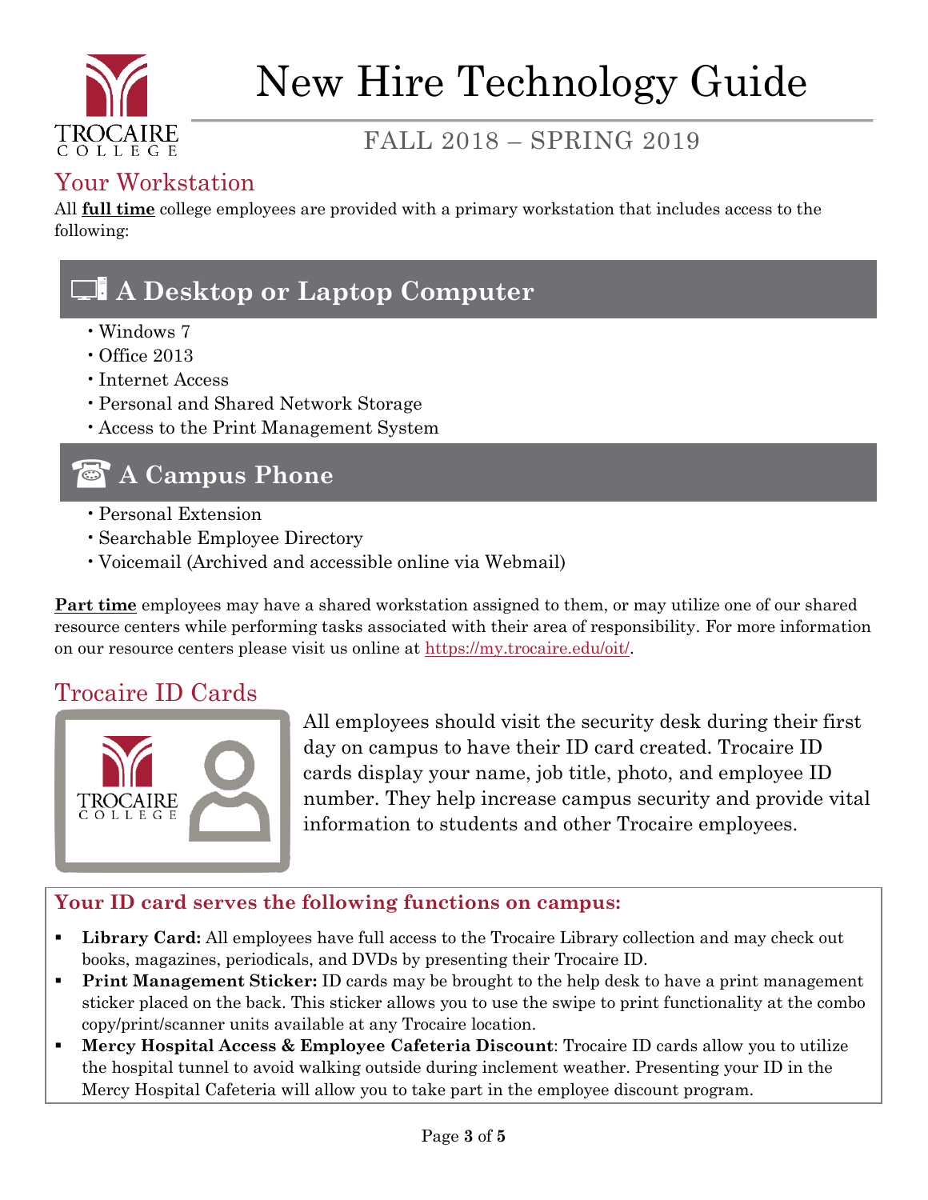# New Hire Technology Guide

FALL 2018 – SPRING 2019

## Your Workstation

All **full time** college employees are provided with a primary workstation that includes access to the following:

### A Desktop or Laptop Computer

- Windows 7
- Office 2013
- Internet Access
- Personal and Shared Network Storage
- Access to the Print Management System

### A Campus Phone

- Personal Extension
- Searchable Employee Directory
- Voicemail (Archived and accessible online via Webmail)

**Part time** employees may have a shared workstation assigned to them, or may utilize one of our shared resource centers while performing tasks associated with their area of responsibility. For more information on our resource centers please visit us online at https://my.trocaire.edu/oit/.

## Trocaire ID Cards

All employees should visit the security desk during their first day on campus to have their ID card created. Trocaire ID cards display your name, job title, photo, and employee ID number. They help increase campus security and provide vital information to students and other Trocaire employees.

**Your ID card serves the following functions on campus:**

- **Library Card:** All employees have full access to the Trocaire Library collection and may check out books, magazines, periodicals, and DVDs by presenting their Trocaire ID.
- **Print Management Sticker:** ID cards may be brought to the help desk to have a print management sticker placed on the back. This sticker allows you to use the swipe to print functionality at the combo copy/print/scanner units available at any Trocaire location.
- **Mercy Hospital Access & Employee Cafeteria Discount**: Trocaire ID cards allow you to utilize the hospital tunnel to avoid walking outside during inclement weather. Presenting your ID in the Mercy Hospital Cafeteria will allow you to take part in the employee discount program.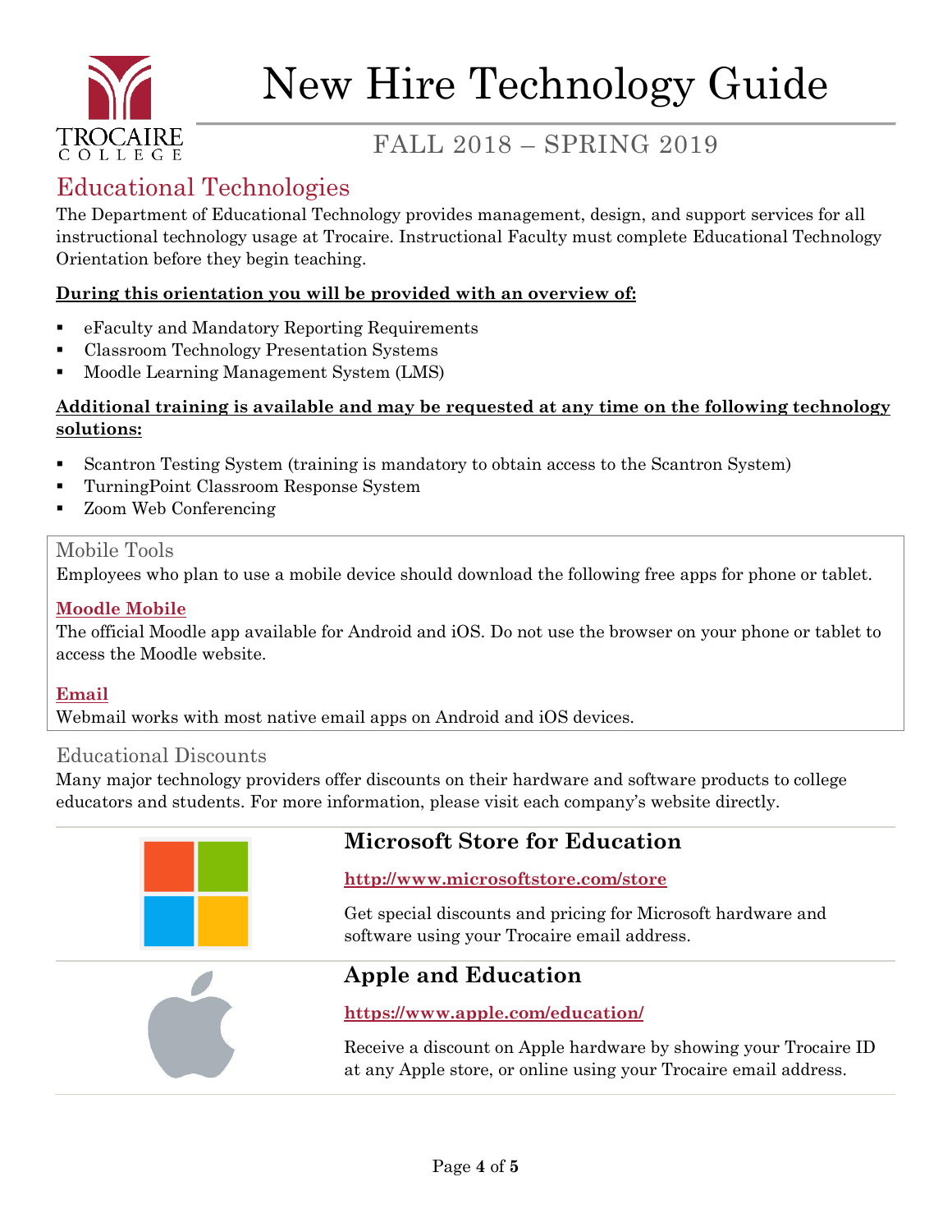# New Hire Technology Guide

## FALL 2018 – SPRING 2019

## Educational Technologies

The Department of Educational Technology provides management, design, and support services for all instructional technology usage at Trocaire. Instructional Faculty must complete Educational Technology Orientation before they begin teaching.

**During this orientation you will be provided with an overview of:**

- eFaculty and Mandatory Reporting Requirements
- Classroom Technology Presentation Systems
- Moodle Learning Management System (LMS)

**Additional training is available and may be requested at any time on the following technology solutions:**

- Scantron Testing System (training is mandatory to obtain access to the Scantron System)
- TurningPoint Classroom Response System
- Zoom Web Conferencing

### Mobile Tools

Employees who plan to use a mobile device should download the following free apps for phone or tablet.

**Moodle Mobile**

The official Moodle app available for Android and iOS. Do not use the browser on your phone or tablet to access the Moodle website.

**Email**

Webmail works with most native email apps on Android and iOS devices.

### Educational Discounts

Many major technology providers offer discounts on their hardware and software products to college educators and students. For more information, please visit each company's website directly.

#### Microsoft Store for Education

**http://www.microsoftstore.com/store**

Get special discounts and pricing for Microsoft hardware and software using your Trocaire email address.

#### Apple and Education

**https://www.apple.com/education/**

Receive a discount on Apple hardware by showing your Trocaire ID at any Apple store, or online using your Trocaire email address.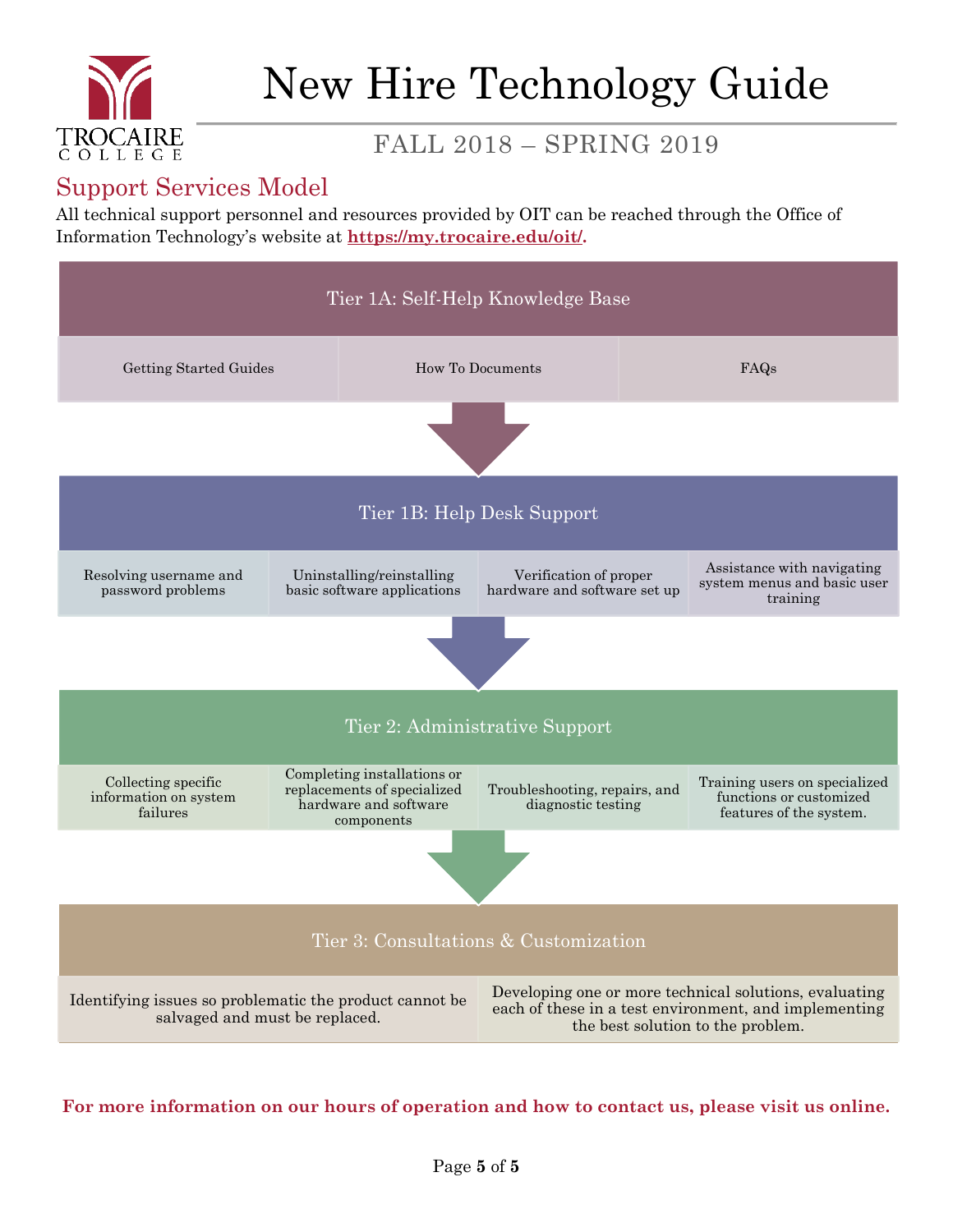# New Hire Technology Guide

FALL 2018 – SPRING 2019

## Support Services Model

All technical support personnel and resources provided by OIT can be reached through the Office of Information Technology's website at **https://my.trocaire.edu/oit/.**

### Tier 1A: Self-Help Knowledge Base

- Getting Started Guides
- How To Documents
- FAQs

### Tier 1B: Help Desk Support

- Resolving username and password problems
- Uninstalling/reinstalling basic software applications
- Verification of proper hardware and software set up
- Assistance with navigating system menus and basic user training

### Tier 2: Administrative Support

- Collecting specific information on system failures
- Completing installations or replacements of specialized hardware and software components
- Troubleshooting, repairs, and diagnostic testing
- Training users on specialized functions or customized features of the system.

### Tier 3: Consultations & Customization

- Identifying issues so problematic the product cannot be salvaged and must be replaced.
- Developing one or more technical solutions, evaluating each of these in a test environment, and implementing the best solution to the problem.

**For more information on our hours of operation and how to contact us, please visit us online.**